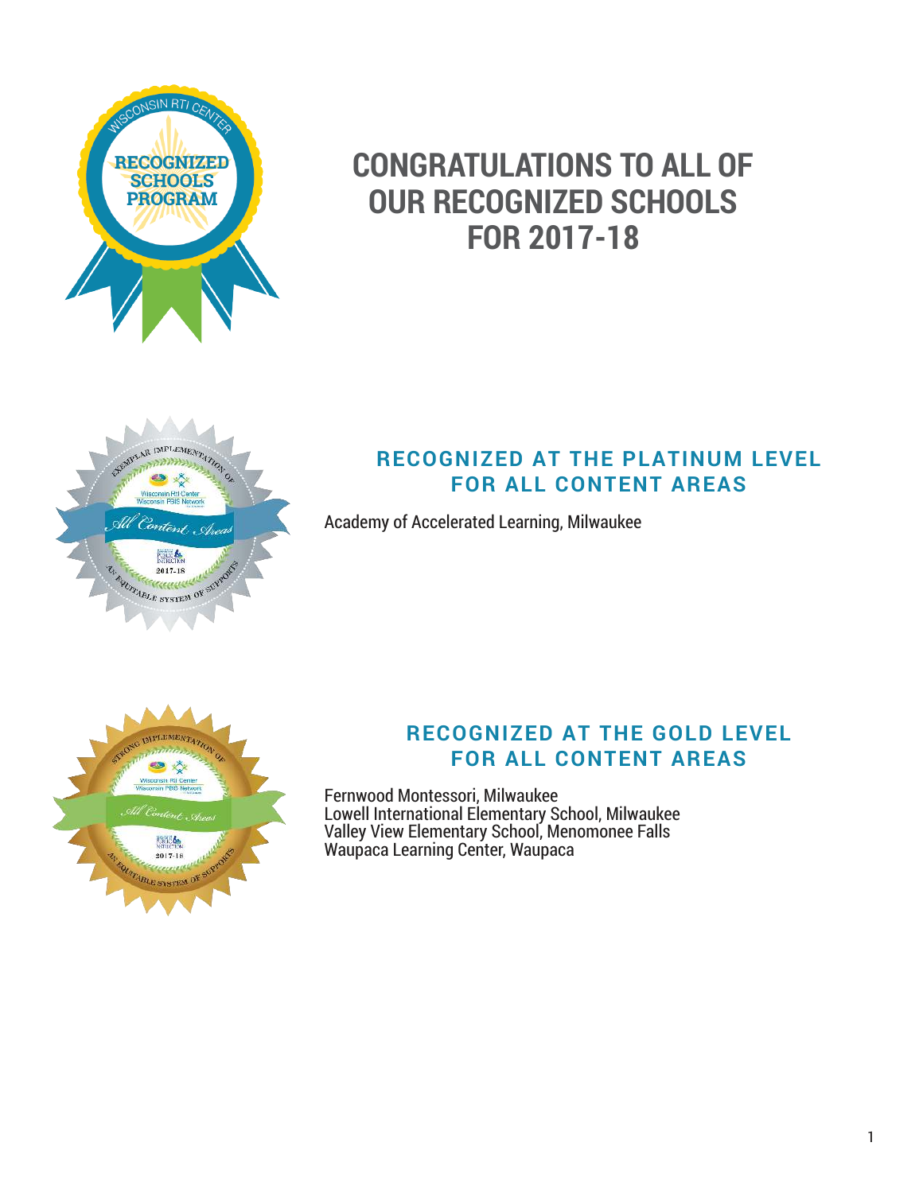# CONGRATULATIONS TO ALL OF OUR RECOGNIZED SCHOOLS FOR 2017-18

## RECOGNIZED AT THE PLATINUM LEVEL FOR ALL CONTENT AREAS

Academy of Accelerated Learning, Milwaukee

## RECOGNIZED AT THE GOLD LEVEL FOR ALL CONTENT AREAS

Fernwood Montessori, Milwaukee
Lowell International Elementary School, Milwaukee
Valley View Elementary School, Menomonee Falls
Waupaca Learning Center, Waupaca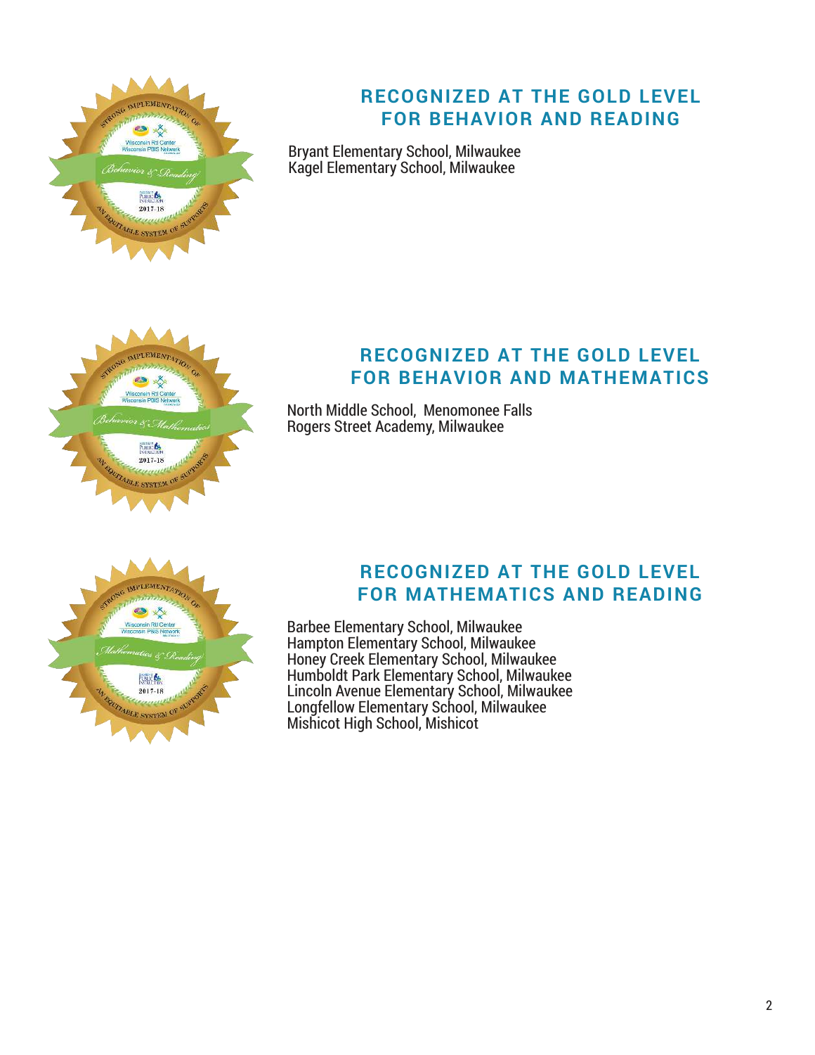## RECOGNIZED AT THE GOLD LEVEL FOR BEHAVIOR AND READING

Bryant Elementary School, Milwaukee
Kagel Elementary School, Milwaukee

## RECOGNIZED AT THE GOLD LEVEL FOR BEHAVIOR AND MATHEMATICS

North Middle School, Menomonee Falls
Rogers Street Academy, Milwaukee

## RECOGNIZED AT THE GOLD LEVEL FOR MATHEMATICS AND READING

Barbee Elementary School, Milwaukee
Hampton Elementary School, Milwaukee
Honey Creek Elementary School, Milwaukee
Humboldt Park Elementary School, Milwaukee
Lincoln Avenue Elementary School, Milwaukee
Longfellow Elementary School, Milwaukee
Mishicot High School, Mishicot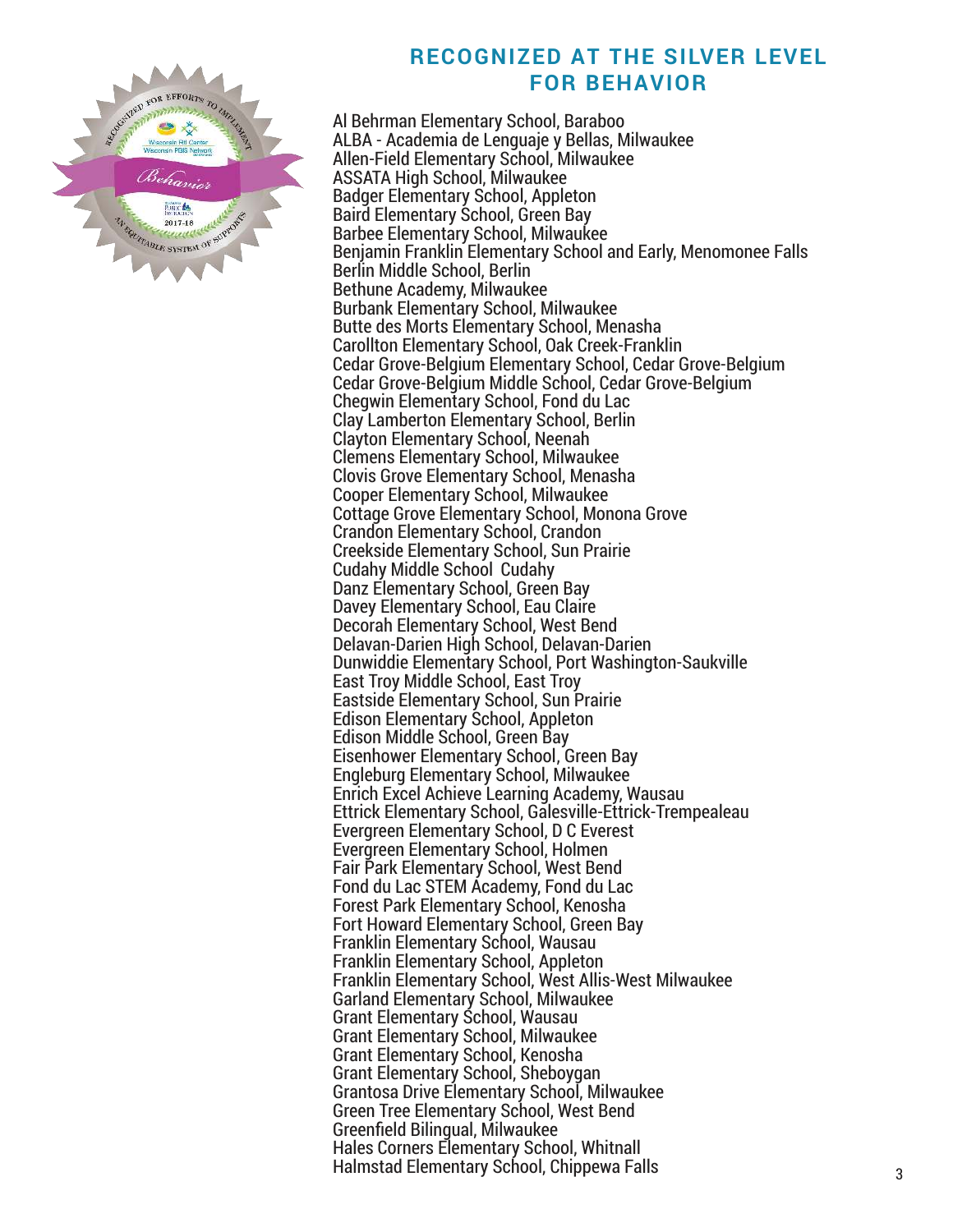## RECOGNIZED AT THE SILVER LEVEL FOR BEHAVIOR

Al Behrman Elementary School, Baraboo
ALBA - Academia de Lenguaje y Bellas, Milwaukee
Allen-Field Elementary School, Milwaukee
ASSATA High School, Milwaukee
Badger Elementary School, Appleton
Baird Elementary School, Green Bay
Barbee Elementary School, Milwaukee
Benjamin Franklin Elementary School and Early, Menomonee Falls
Berlin Middle School, Berlin
Bethune Academy, Milwaukee
Burbank Elementary School, Milwaukee
Butte des Morts Elementary School, Menasha
Carollton Elementary School, Oak Creek-Franklin
Cedar Grove-Belgium Elementary School, Cedar Grove-Belgium
Cedar Grove-Belgium Middle School, Cedar Grove-Belgium
Chegwin Elementary School, Fond du Lac
Clay Lamberton Elementary School, Berlin
Clayton Elementary School, Neenah
Clemens Elementary School, Milwaukee
Clovis Grove Elementary School, Menasha
Cooper Elementary School, Milwaukee
Cottage Grove Elementary School, Monona Grove
Crandon Elementary School, Crandon
Creekside Elementary School, Sun Prairie
Cudahy Middle School Cudahy
Danz Elementary School, Green Bay
Davey Elementary School, Eau Claire
Decorah Elementary School, West Bend
Delavan-Darien High School, Delavan-Darien
Dunwiddie Elementary School, Port Washington-Saukville
East Troy Middle School, East Troy
Eastside Elementary School, Sun Prairie
Edison Elementary School, Appleton
Edison Middle School, Green Bay
Eisenhower Elementary School, Green Bay
Engleburg Elementary School, Milwaukee
Enrich Excel Achieve Learning Academy, Wausau
Ettrick Elementary School, Galesville-Ettrick-Trempealeau
Evergreen Elementary School, D C Everest
Evergreen Elementary School, Holmen
Fair Park Elementary School, West Bend
Fond du Lac STEM Academy, Fond du Lac
Forest Park Elementary School, Kenosha
Fort Howard Elementary School, Green Bay
Franklin Elementary School, Wausau
Franklin Elementary School, Appleton
Franklin Elementary School, West Allis-West Milwaukee
Garland Elementary School, Milwaukee
Grant Elementary School, Wausau
Grant Elementary School, Milwaukee
Grant Elementary School, Kenosha
Grant Elementary School, Sheboygan
Grantosa Drive Elementary School, Milwaukee
Green Tree Elementary School, West Bend
Greenfield Bilingual, Milwaukee
Hales Corners Elementary School, Whitnall
Halmstad Elementary School, Chippewa Falls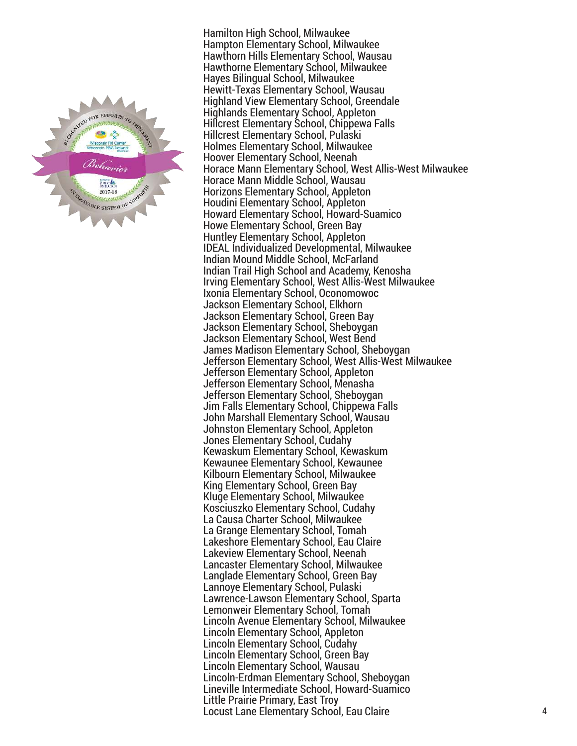Hamilton High School, Milwaukee
Hampton Elementary School, Milwaukee
Hawthorn Hills Elementary School, Wausau
Hawthorne Elementary School, Milwaukee
Hayes Bilingual School, Milwaukee
Hewitt-Texas Elementary School, Wausau
Highland View Elementary School, Greendale
Highlands Elementary School, Appleton
Hillcrest Elementary School, Chippewa Falls
Hillcrest Elementary School, Pulaski
Holmes Elementary School, Milwaukee
Hoover Elementary School, Neenah
Horace Mann Elementary School, West Allis-West Milwaukee
Horace Mann Middle School, Wausau
Horizons Elementary School, Appleton
Houdini Elementary School, Appleton
Howard Elementary School, Howard-Suamico
Howe Elementary School, Green Bay
Huntley Elementary School, Appleton
IDEAL Individualized Developmental, Milwaukee
Indian Mound Middle School, McFarland
Indian Trail High School and Academy, Kenosha
Irving Elementary School, West Allis-West Milwaukee
Ixonia Elementary School, Oconomowoc
Jackson Elementary School, Elkhorn
Jackson Elementary School, Green Bay
Jackson Elementary School, Sheboygan
Jackson Elementary School, West Bend
James Madison Elementary School, Sheboygan
Jefferson Elementary School, West Allis-West Milwaukee
Jefferson Elementary School, Appleton
Jefferson Elementary School, Menasha
Jefferson Elementary School, Sheboygan
Jim Falls Elementary School, Chippewa Falls
John Marshall Elementary School, Wausau
Johnston Elementary School, Appleton
Jones Elementary School, Cudahy
Kewaskum Elementary School, Kewaskum
Kewaunee Elementary School, Kewaunee
Kilbourn Elementary School, Milwaukee
King Elementary School, Green Bay
Kluge Elementary School, Milwaukee
Kosciuszko Elementary School, Cudahy
La Causa Charter School, Milwaukee
La Grange Elementary School, Tomah
Lakeshore Elementary School, Eau Claire
Lakeview Elementary School, Neenah
Lancaster Elementary School, Milwaukee
Langlade Elementary School, Green Bay
Lannoye Elementary School, Pulaski
Lawrence-Lawson Elementary School, Sparta
Lemonweir Elementary School, Tomah
Lincoln Avenue Elementary School, Milwaukee
Lincoln Elementary School, Appleton
Lincoln Elementary School, Cudahy
Lincoln Elementary School, Green Bay
Lincoln Elementary School, Wausau
Lincoln-Erdman Elementary School, Sheboygan
Lineville Intermediate School, Howard-Suamico
Little Prairie Primary, East Troy
Locust Lane Elementary School, Eau Claire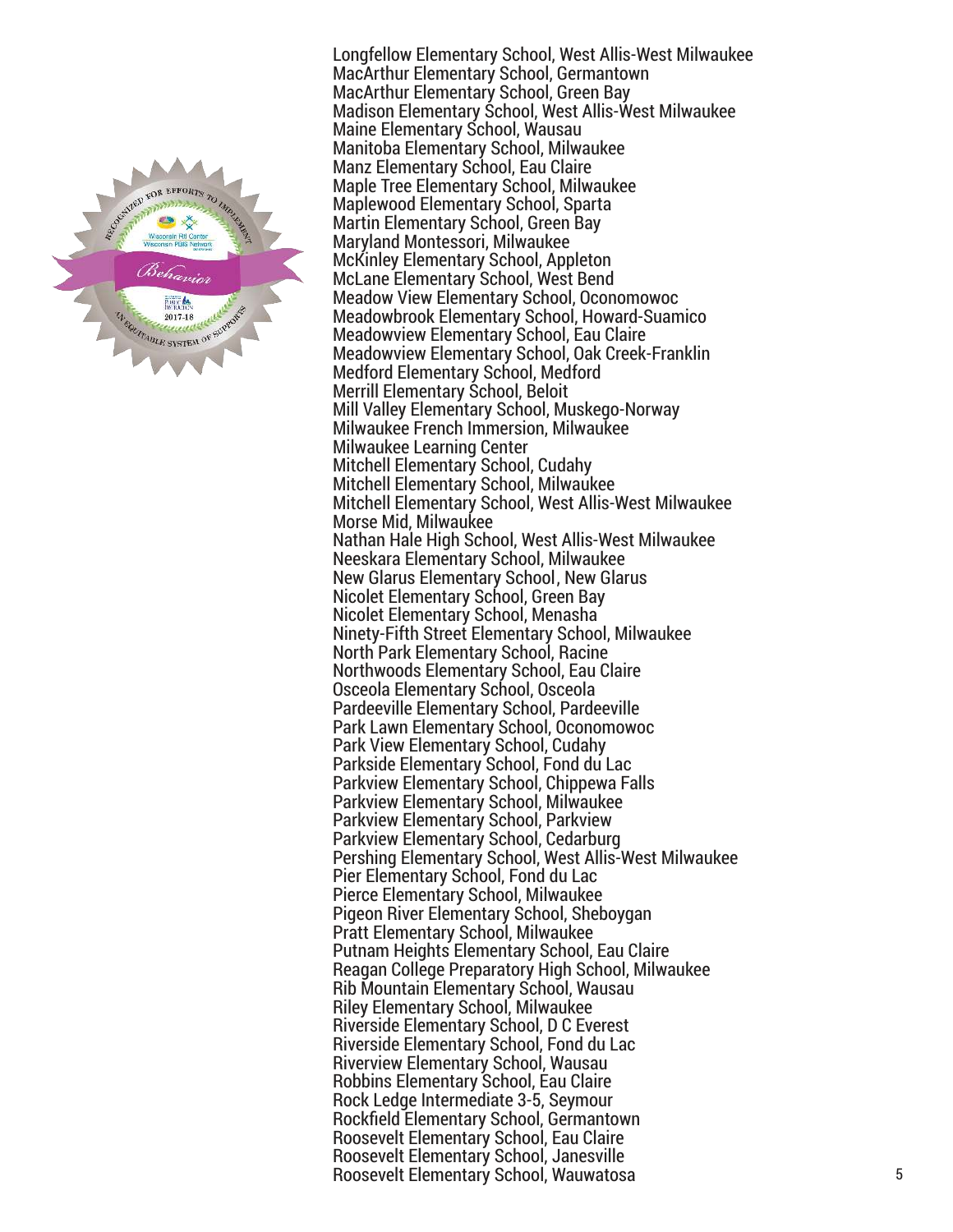Longfellow Elementary School, West Allis-West Milwaukee
MacArthur Elementary School, Germantown
MacArthur Elementary School, Green Bay
Madison Elementary School, West Allis-West Milwaukee
Maine Elementary School, Wausau
Manitoba Elementary School, Milwaukee
Manz Elementary School, Eau Claire
Maple Tree Elementary School, Milwaukee
Maplewood Elementary School, Sparta
Martin Elementary School, Green Bay
Maryland Montessori, Milwaukee
McKinley Elementary School, Appleton
McLane Elementary School, West Bend
Meadow View Elementary School, Oconomowoc
Meadowbrook Elementary School, Howard-Suamico
Meadowview Elementary School, Eau Claire
Meadowview Elementary School, Oak Creek-Franklin
Medford Elementary School, Medford
Merrill Elementary School, Beloit
Mill Valley Elementary School, Muskego-Norway
Milwaukee French Immersion, Milwaukee
Milwaukee Learning Center
Mitchell Elementary School, Cudahy
Mitchell Elementary School, Milwaukee
Mitchell Elementary School, West Allis-West Milwaukee
Morse Mid, Milwaukee
Nathan Hale High School, West Allis-West Milwaukee
Neeskara Elementary School, Milwaukee
New Glarus Elementary School, New Glarus
Nicolet Elementary School, Green Bay
Nicolet Elementary School, Menasha
Ninety-Fifth Street Elementary School, Milwaukee
North Park Elementary School, Racine
Northwoods Elementary School, Eau Claire
Osceola Elementary School, Osceola
Pardeeville Elementary School, Pardeeville
Park Lawn Elementary School, Oconomowoc
Park View Elementary School, Cudahy
Parkside Elementary School, Fond du Lac
Parkview Elementary School, Chippewa Falls
Parkview Elementary School, Milwaukee
Parkview Elementary School, Parkview
Parkview Elementary School, Cedarburg
Pershing Elementary School, West Allis-West Milwaukee
Pier Elementary School, Fond du Lac
Pierce Elementary School, Milwaukee
Pigeon River Elementary School, Sheboygan
Pratt Elementary School, Milwaukee
Putnam Heights Elementary School, Eau Claire
Reagan College Preparatory High School, Milwaukee
Rib Mountain Elementary School, Wausau
Riley Elementary School, Milwaukee
Riverside Elementary School, D C Everest
Riverside Elementary School, Fond du Lac
Riverview Elementary School, Wausau
Robbins Elementary School, Eau Claire
Rock Ledge Intermediate 3-5, Seymour
Rockfield Elementary School, Germantown
Roosevelt Elementary School, Eau Claire
Roosevelt Elementary School, Janesville
Roosevelt Elementary School, Wauwatosa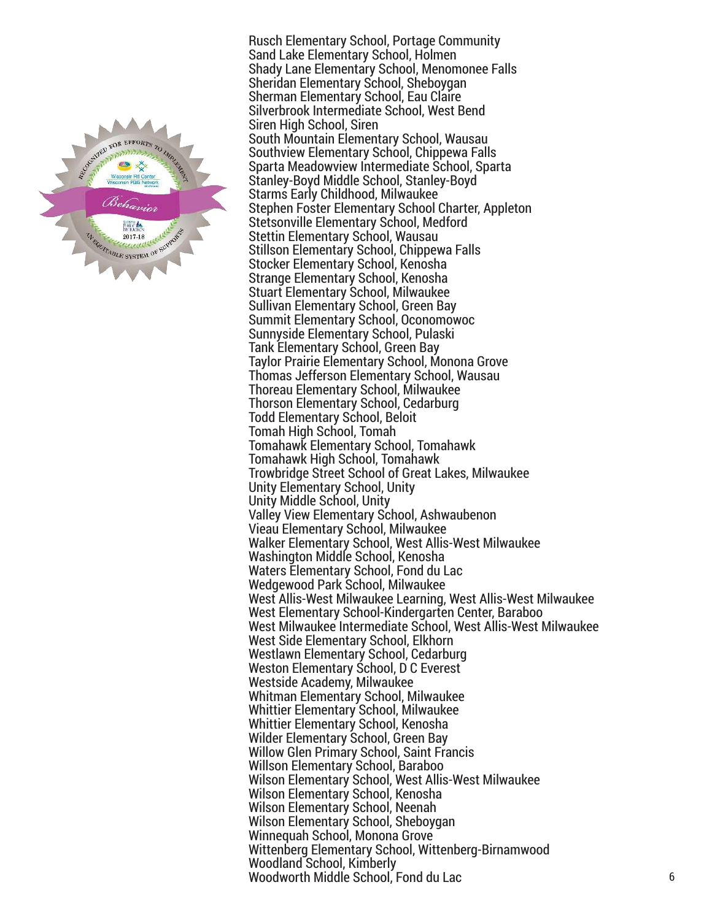Rusch Elementary School, Portage Community
Sand Lake Elementary School, Holmen
Shady Lane Elementary School, Menomonee Falls
Sheridan Elementary School, Sheboygan
Sherman Elementary School, Eau Claire
Silverbrook Intermediate School, West Bend
Siren High School, Siren
South Mountain Elementary School, Wausau
Southview Elementary School, Chippewa Falls
Sparta Meadowview Intermediate School, Sparta
Stanley-Boyd Middle School, Stanley-Boyd
Starms Early Childhood, Milwaukee
Stephen Foster Elementary School Charter, Appleton
Stetsonville Elementary School, Medford
Stettin Elementary School, Wausau
Stillson Elementary School, Chippewa Falls
Stocker Elementary School, Kenosha
Strange Elementary School, Kenosha
Stuart Elementary School, Milwaukee
Sullivan Elementary School, Green Bay
Summit Elementary School, Oconomowoc
Sunnyside Elementary School, Pulaski
Tank Elementary School, Green Bay
Taylor Prairie Elementary School, Monona Grove
Thomas Jefferson Elementary School, Wausau
Thoreau Elementary School, Milwaukee
Thorson Elementary School, Cedarburg
Todd Elementary School, Beloit
Tomah High School, Tomah
Tomahawk Elementary School, Tomahawk
Tomahawk High School, Tomahawk
Trowbridge Street School of Great Lakes, Milwaukee
Unity Elementary School, Unity
Unity Middle School, Unity
Valley View Elementary School, Ashwaubenon
Vieau Elementary School, Milwaukee
Walker Elementary School, West Allis-West Milwaukee
Washington Middle School, Kenosha
Waters Elementary School, Fond du Lac
Wedgewood Park School, Milwaukee
West Allis-West Milwaukee Learning, West Allis-West Milwaukee
West Elementary School-Kindergarten Center, Baraboo
West Milwaukee Intermediate School, West Allis-West Milwaukee
West Side Elementary School, Elkhorn
Westlawn Elementary School, Cedarburg
Weston Elementary School, D C Everest
Westside Academy, Milwaukee
Whitman Elementary School, Milwaukee
Whittier Elementary School, Milwaukee
Whittier Elementary School, Kenosha
Wilder Elementary School, Green Bay
Willow Glen Primary School, Saint Francis
Willson Elementary School, Baraboo
Wilson Elementary School, West Allis-West Milwaukee
Wilson Elementary School, Kenosha
Wilson Elementary School, Neenah
Wilson Elementary School, Sheboygan
Winnequah School, Monona Grove
Wittenberg Elementary School, Wittenberg-Birnamwood
Woodland School, Kimberly
Woodworth Middle School, Fond du Lac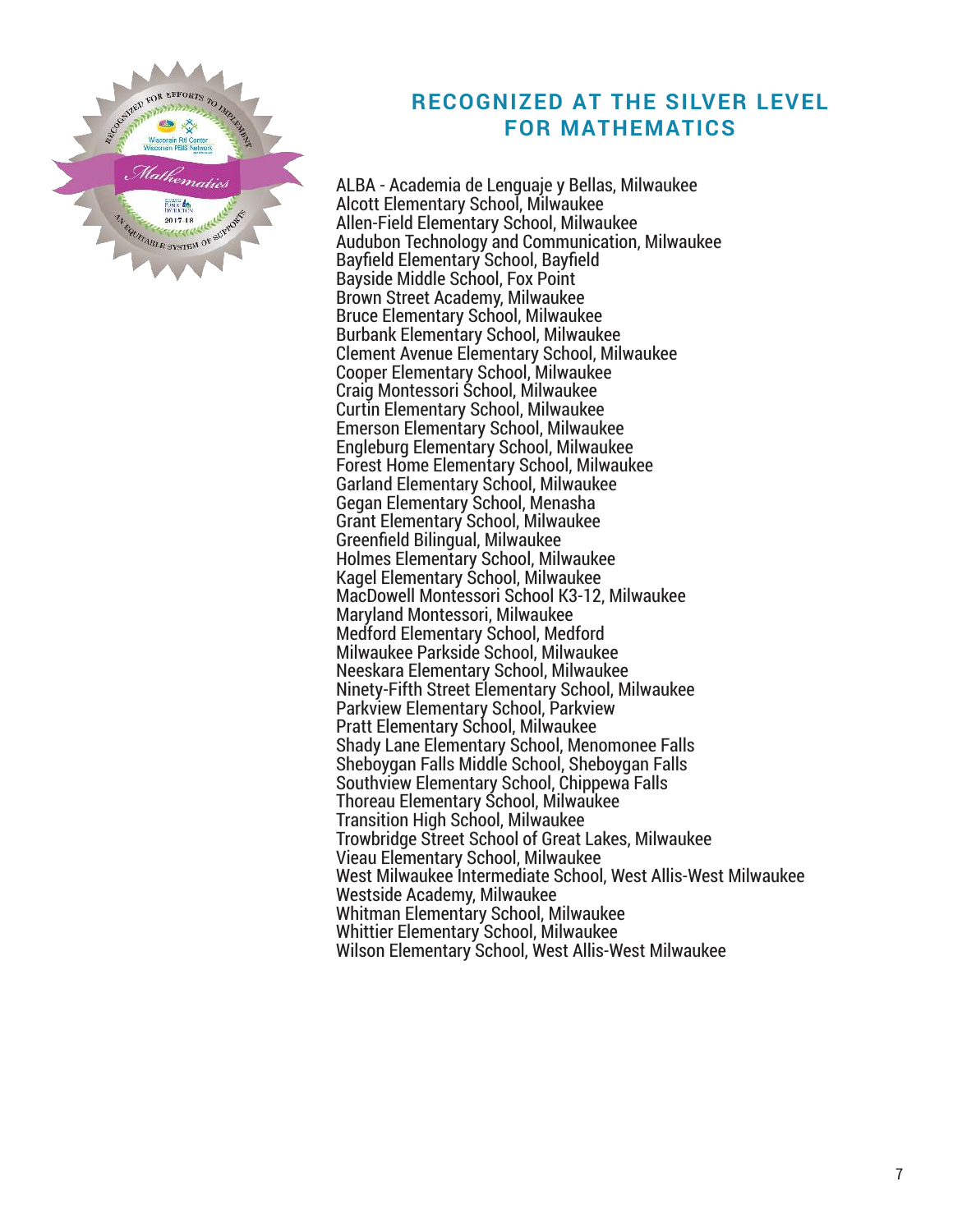## RECOGNIZED AT THE SILVER LEVEL FOR MATHEMATICS

ALBA - Academia de Lenguaje y Bellas, Milwaukee
Alcott Elementary School, Milwaukee
Allen-Field Elementary School, Milwaukee
Audubon Technology and Communication, Milwaukee
Bayfield Elementary School, Bayfield
Bayside Middle School, Fox Point
Brown Street Academy, Milwaukee
Bruce Elementary School, Milwaukee
Burbank Elementary School, Milwaukee
Clement Avenue Elementary School, Milwaukee
Cooper Elementary School, Milwaukee
Craig Montessori School, Milwaukee
Curtin Elementary School, Milwaukee
Emerson Elementary School, Milwaukee
Engleburg Elementary School, Milwaukee
Forest Home Elementary School, Milwaukee
Garland Elementary School, Milwaukee
Gegan Elementary School, Menasha
Grant Elementary School, Milwaukee
Greenfield Bilingual, Milwaukee
Holmes Elementary School, Milwaukee
Kagel Elementary School, Milwaukee
MacDowell Montessori School K3-12, Milwaukee
Maryland Montessori, Milwaukee
Medford Elementary School, Medford
Milwaukee Parkside School, Milwaukee
Neeskara Elementary School, Milwaukee
Ninety-Fifth Street Elementary School, Milwaukee
Parkview Elementary School, Parkview
Pratt Elementary School, Milwaukee
Shady Lane Elementary School, Menomonee Falls
Sheboygan Falls Middle School, Sheboygan Falls
Southview Elementary School, Chippewa Falls
Thoreau Elementary School, Milwaukee
Transition High School, Milwaukee
Trowbridge Street School of Great Lakes, Milwaukee
Vieau Elementary School, Milwaukee
West Milwaukee Intermediate School, West Allis-West Milwaukee
Westside Academy, Milwaukee
Whitman Elementary School, Milwaukee
Whittier Elementary School, Milwaukee
Wilson Elementary School, West Allis-West Milwaukee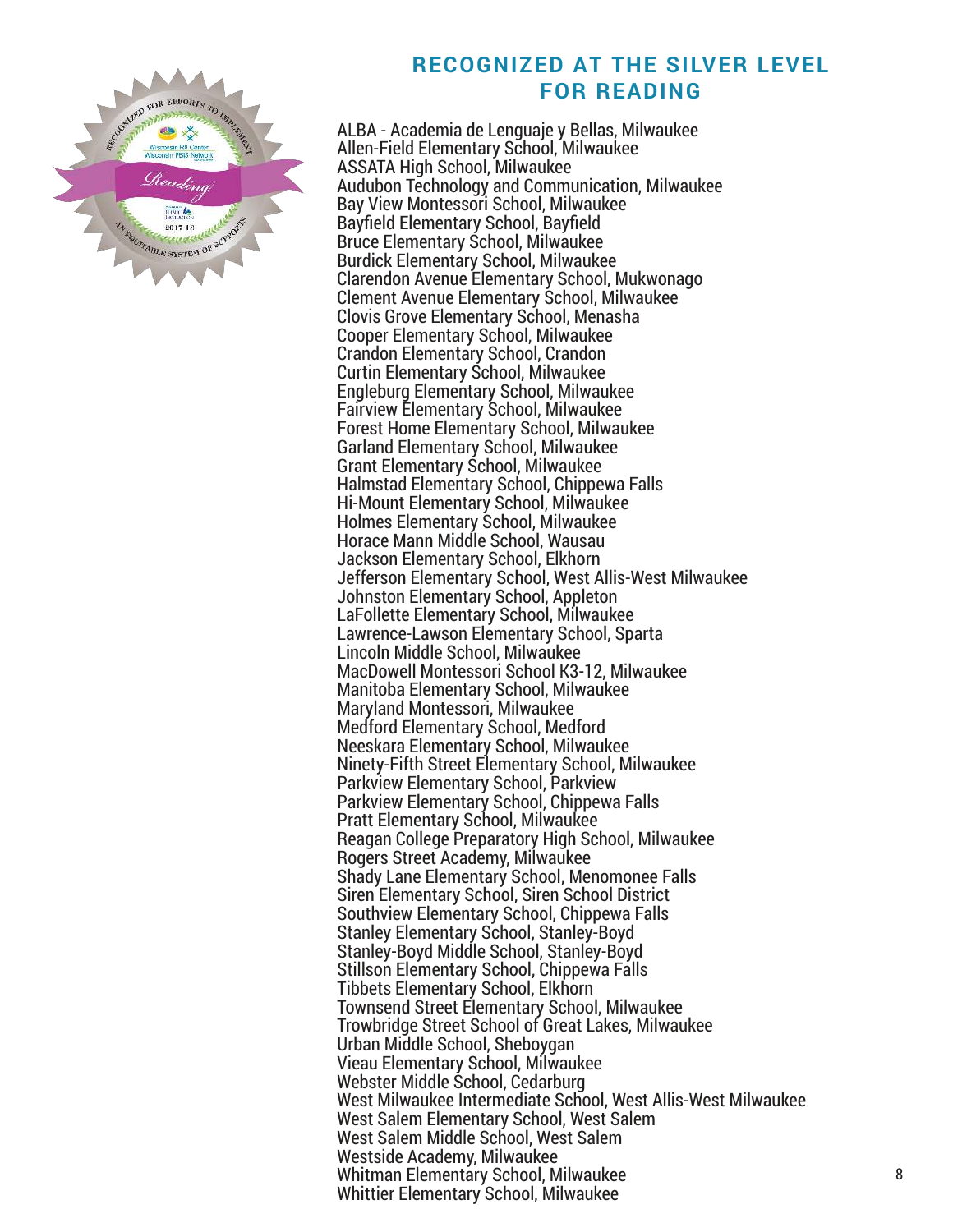## RECOGNIZED AT THE SILVER LEVEL FOR READING

ALBA - Academia de Lenguaje y Bellas, Milwaukee
Allen-Field Elementary School, Milwaukee
ASSATA High School, Milwaukee
Audubon Technology and Communication, Milwaukee
Bay View Montessori School, Milwaukee
Bayfield Elementary School, Bayfield
Bruce Elementary School, Milwaukee
Burdick Elementary School, Milwaukee
Clarendon Avenue Elementary School, Mukwonago
Clement Avenue Elementary School, Milwaukee
Clovis Grove Elementary School, Menasha
Cooper Elementary School, Milwaukee
Crandon Elementary School, Crandon
Curtin Elementary School, Milwaukee
Engleburg Elementary School, Milwaukee
Fairview Elementary School, Milwaukee
Forest Home Elementary School, Milwaukee
Garland Elementary School, Milwaukee
Grant Elementary School, Milwaukee
Halmstad Elementary School, Chippewa Falls
Hi-Mount Elementary School, Milwaukee
Holmes Elementary School, Milwaukee
Horace Mann Middle School, Wausau
Jackson Elementary School, Elkhorn
Jefferson Elementary School, West Allis-West Milwaukee
Johnston Elementary School, Appleton
LaFollette Elementary School, Milwaukee
Lawrence-Lawson Elementary School, Sparta
Lincoln Middle School, Milwaukee
MacDowell Montessori School K3-12, Milwaukee
Manitoba Elementary School, Milwaukee
Maryland Montessori, Milwaukee
Medford Elementary School, Medford
Neeskara Elementary School, Milwaukee
Ninety-Fifth Street Elementary School, Milwaukee
Parkview Elementary School, Parkview
Parkview Elementary School, Chippewa Falls
Pratt Elementary School, Milwaukee
Reagan College Preparatory High School, Milwaukee
Rogers Street Academy, Milwaukee
Shady Lane Elementary School, Menomonee Falls
Siren Elementary School, Siren School District
Southview Elementary School, Chippewa Falls
Stanley Elementary School, Stanley-Boyd
Stanley-Boyd Middle School, Stanley-Boyd
Stillson Elementary School, Chippewa Falls
Tibbets Elementary School, Elkhorn
Townsend Street Elementary School, Milwaukee
Trowbridge Street School of Great Lakes, Milwaukee
Urban Middle School, Sheboygan
Vieau Elementary School, Milwaukee
Webster Middle School, Cedarburg
West Milwaukee Intermediate School, West Allis-West Milwaukee
West Salem Elementary School, West Salem
West Salem Middle School, West Salem
Westside Academy, Milwaukee
Whitman Elementary School, Milwaukee
Whittier Elementary School, Milwaukee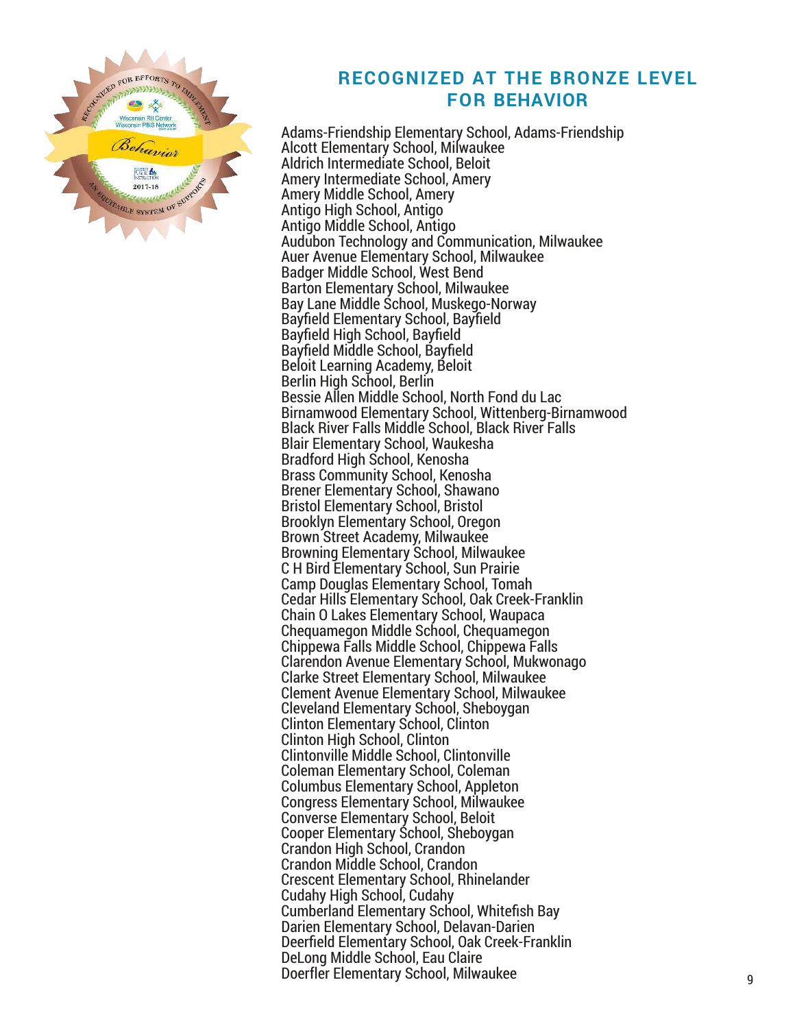## RECOGNIZED AT THE BRONZE LEVEL FOR BEHAVIOR

Adams-Friendship Elementary School, Adams-Friendship
Alcott Elementary School, Milwaukee
Aldrich Intermediate School, Beloit
Amery Intermediate School, Amery
Amery Middle School, Amery
Antigo High School, Antigo
Antigo Middle School, Antigo
Audubon Technology and Communication, Milwaukee
Auer Avenue Elementary School, Milwaukee
Badger Middle School, West Bend
Barton Elementary School, Milwaukee
Bay Lane Middle School, Muskego-Norway
Bayfield Elementary School, Bayfield
Bayfield High School, Bayfield
Bayfield Middle School, Bayfield
Beloit Learning Academy, Beloit
Berlin High School, Berlin
Bessie Allen Middle School, North Fond du Lac
Birnamwood Elementary School, Wittenberg-Birnamwood
Black River Falls Middle School, Black River Falls
Blair Elementary School, Waukesha
Bradford High School, Kenosha
Brass Community School, Kenosha
Brener Elementary School, Shawano
Bristol Elementary School, Bristol
Brooklyn Elementary School, Oregon
Brown Street Academy, Milwaukee
Browning Elementary School, Milwaukee
C H Bird Elementary School, Sun Prairie
Camp Douglas Elementary School, Tomah
Cedar Hills Elementary School, Oak Creek-Franklin
Chain O Lakes Elementary School, Waupaca
Chequamegon Middle School, Chequamegon
Chippewa Falls Middle School, Chippewa Falls
Clarendon Avenue Elementary School, Mukwonago
Clarke Street Elementary School, Milwaukee
Clement Avenue Elementary School, Milwaukee
Cleveland Elementary School, Sheboygan
Clinton Elementary School, Clinton
Clinton High School, Clinton
Clintonville Middle School, Clintonville
Coleman Elementary School, Coleman
Columbus Elementary School, Appleton
Congress Elementary School, Milwaukee
Converse Elementary School, Beloit
Cooper Elementary School, Sheboygan
Crandon High School, Crandon
Crandon Middle School, Crandon
Crescent Elementary School, Rhinelander
Cudahy High School, Cudahy
Cumberland Elementary School, Whitefish Bay
Darien Elementary School, Delavan-Darien
Deerfield Elementary School, Oak Creek-Franklin
DeLong Middle School, Eau Claire
Doerfler Elementary School, Milwaukee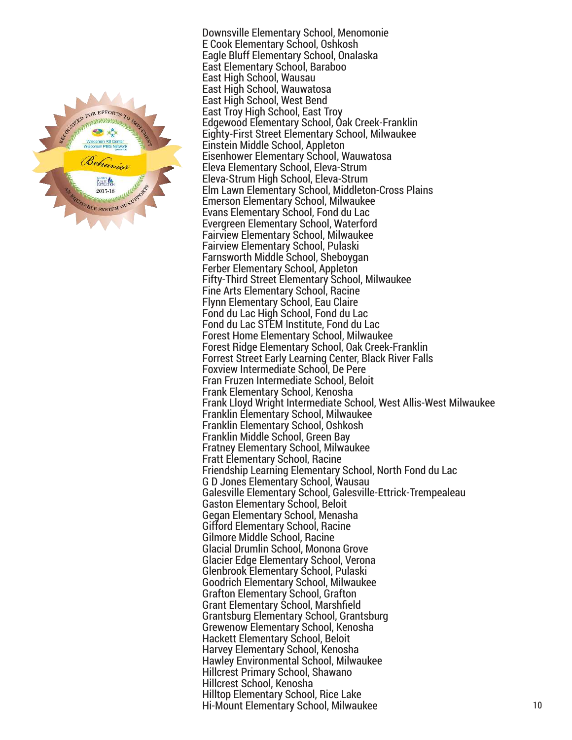Downsville Elementary School, Menomonie
E Cook Elementary School, Oshkosh
Eagle Bluff Elementary School, Onalaska
East Elementary School, Baraboo
East High School, Wausau
East High School, Wauwatosa
East High School, West Bend
East Troy High School, East Troy
Edgewood Elementary School, Oak Creek-Franklin
Eighty-First Street Elementary School, Milwaukee
Einstein Middle School, Appleton
Eisenhower Elementary School, Wauwatosa
Eleva Elementary School, Eleva-Strum
Eleva-Strum High School, Eleva-Strum
Elm Lawn Elementary School, Middleton-Cross Plains
Emerson Elementary School, Milwaukee
Evans Elementary School, Fond du Lac
Evergreen Elementary School, Waterford
Fairview Elementary School, Milwaukee
Fairview Elementary School, Pulaski
Farnsworth Middle School, Sheboygan
Ferber Elementary School, Appleton
Fifty-Third Street Elementary School, Milwaukee
Fine Arts Elementary School, Racine
Flynn Elementary School, Eau Claire
Fond du Lac High School, Fond du Lac
Fond du Lac STEM Institute, Fond du Lac
Forest Home Elementary School, Milwaukee
Forest Ridge Elementary School, Oak Creek-Franklin
Forrest Street Early Learning Center, Black River Falls
Foxview Intermediate School, De Pere
Fran Fruzen Intermediate School, Beloit
Frank Elementary School, Kenosha
Frank Lloyd Wright Intermediate School, West Allis-West Milwaukee
Franklin Elementary School, Milwaukee
Franklin Elementary School, Oshkosh
Franklin Middle School, Green Bay
Fratney Elementary School, Milwaukee
Fratt Elementary School, Racine
Friendship Learning Elementary School, North Fond du Lac
G D Jones Elementary School, Wausau
Galesville Elementary School, Galesville-Ettrick-Trempealeau
Gaston Elementary School, Beloit
Gegan Elementary School, Menasha
Gifford Elementary School, Racine
Gilmore Middle School, Racine
Glacial Drumlin School, Monona Grove
Glacier Edge Elementary School, Verona
Glenbrook Elementary School, Pulaski
Goodrich Elementary School, Milwaukee
Grafton Elementary School, Grafton
Grant Elementary School, Marshfield
Grantsburg Elementary School, Grantsburg
Grewenow Elementary School, Kenosha
Hackett Elementary School, Beloit
Harvey Elementary School, Kenosha
Hawley Environmental School, Milwaukee
Hillcrest Primary School, Shawano
Hillcrest School, Kenosha
Hilltop Elementary School, Rice Lake
Hi-Mount Elementary School, Milwaukee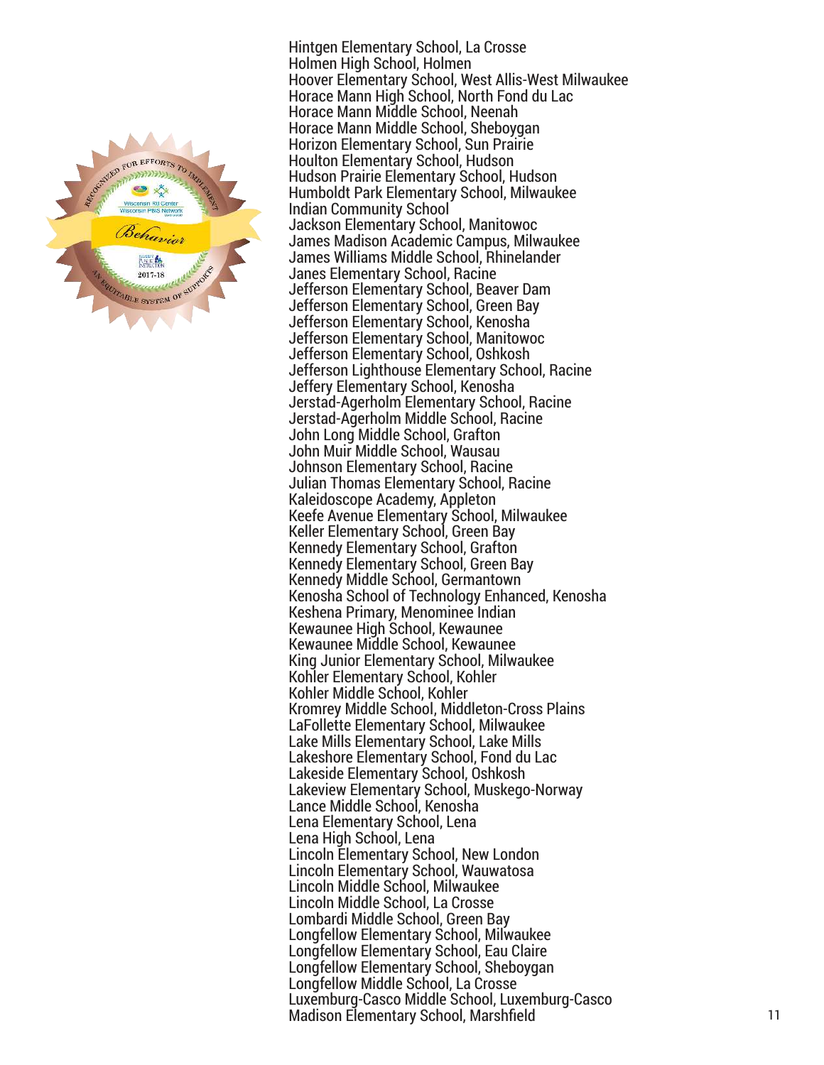Hintgen Elementary School, La Crosse
Holmen High School, Holmen
Hoover Elementary School, West Allis-West Milwaukee
Horace Mann High School, North Fond du Lac
Horace Mann Middle School, Neenah
Horace Mann Middle School, Sheboygan
Horizon Elementary School, Sun Prairie
Houlton Elementary School, Hudson
Hudson Prairie Elementary School, Hudson
Humboldt Park Elementary School, Milwaukee
Indian Community School
Jackson Elementary School, Manitowoc
James Madison Academic Campus, Milwaukee
James Williams Middle School, Rhinelander
Janes Elementary School, Racine
Jefferson Elementary School, Beaver Dam
Jefferson Elementary School, Green Bay
Jefferson Elementary School, Kenosha
Jefferson Elementary School, Manitowoc
Jefferson Elementary School, Oshkosh
Jefferson Lighthouse Elementary School, Racine
Jeffery Elementary School, Kenosha
Jerstad-Agerholm Elementary School, Racine
Jerstad-Agerholm Middle School, Racine
John Long Middle School, Grafton
John Muir Middle School, Wausau
Johnson Elementary School, Racine
Julian Thomas Elementary School, Racine
Kaleidoscope Academy, Appleton
Keefe Avenue Elementary School, Milwaukee
Keller Elementary School, Green Bay
Kennedy Elementary School, Grafton
Kennedy Elementary School, Green Bay
Kennedy Middle School, Germantown
Kenosha School of Technology Enhanced, Kenosha
Keshena Primary, Menominee Indian
Kewaunee High School, Kewaunee
Kewaunee Middle School, Kewaunee
King Junior Elementary School, Milwaukee
Kohler Elementary School, Kohler
Kohler Middle School, Kohler
Kromrey Middle School, Middleton-Cross Plains
LaFollette Elementary School, Milwaukee
Lake Mills Elementary School, Lake Mills
Lakeshore Elementary School, Fond du Lac
Lakeside Elementary School, Oshkosh
Lakeview Elementary School, Muskego-Norway
Lance Middle School, Kenosha
Lena Elementary School, Lena
Lena High School, Lena
Lincoln Elementary School, New London
Lincoln Elementary School, Wauwatosa
Lincoln Middle School, Milwaukee
Lincoln Middle School, La Crosse
Lombardi Middle School, Green Bay
Longfellow Elementary School, Milwaukee
Longfellow Elementary School, Eau Claire
Longfellow Elementary School, Sheboygan
Longfellow Middle School, La Crosse
Luxemburg-Casco Middle School, Luxemburg-Casco
Madison Elementary School, Marshfield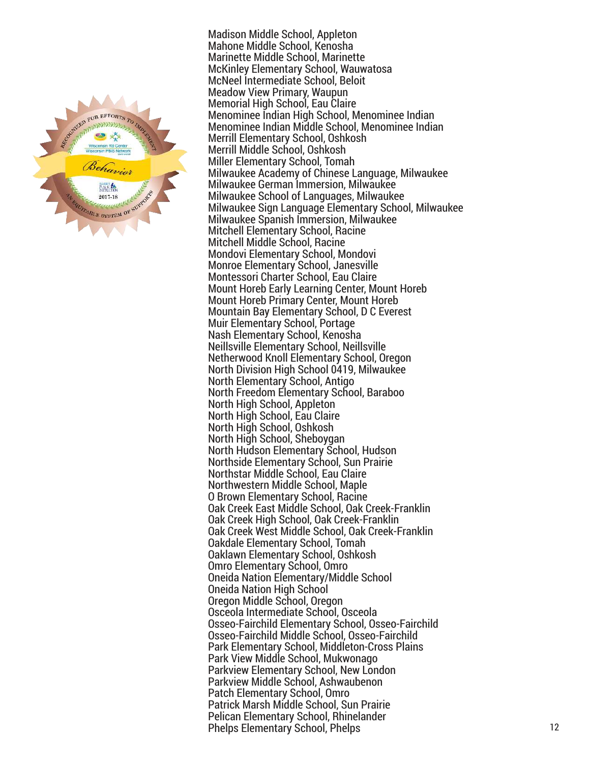Madison Middle School, Appleton
Mahone Middle School, Kenosha
Marinette Middle School, Marinette
McKinley Elementary School, Wauwatosa
McNeel Intermediate School, Beloit
Meadow View Primary, Waupun
Memorial High School, Eau Claire
Menominee Indian High School, Menominee Indian
Menominee Indian Middle School, Menominee Indian
Merrill Elementary School, Oshkosh
Merrill Middle School, Oshkosh
Miller Elementary School, Tomah
Milwaukee Academy of Chinese Language, Milwaukee
Milwaukee German Immersion, Milwaukee
Milwaukee School of Languages, Milwaukee
Milwaukee Sign Language Elementary School, Milwaukee
Milwaukee Spanish Immersion, Milwaukee
Mitchell Elementary School, Racine
Mitchell Middle School, Racine
Mondovi Elementary School, Mondovi
Monroe Elementary School, Janesville
Montessori Charter School, Eau Claire
Mount Horeb Early Learning Center, Mount Horeb
Mount Horeb Primary Center, Mount Horeb
Mountain Bay Elementary School, D C Everest
Muir Elementary School, Portage
Nash Elementary School, Kenosha
Neillsville Elementary School, Neillsville
Netherwood Knoll Elementary School, Oregon
North Division High School 0419, Milwaukee
North Elementary School, Antigo
North Freedom Elementary School, Baraboo
North High School, Appleton
North High School, Eau Claire
North High School, Oshkosh
North High School, Sheboygan
North Hudson Elementary School, Hudson
Northside Elementary School, Sun Prairie
Northstar Middle School, Eau Claire
Northwestern Middle School, Maple
O Brown Elementary School, Racine
Oak Creek East Middle School, Oak Creek-Franklin
Oak Creek High School, Oak Creek-Franklin
Oak Creek West Middle School, Oak Creek-Franklin
Oakdale Elementary School, Tomah
Oaklawn Elementary School, Oshkosh
Omro Elementary School, Omro
Oneida Nation Elementary/Middle School
Oneida Nation High School
Oregon Middle School, Oregon
Osceola Intermediate School, Osceola
Osseo-Fairchild Elementary School, Osseo-Fairchild
Osseo-Fairchild Middle School, Osseo-Fairchild
Park Elementary School, Middleton-Cross Plains
Park View Middle School, Mukwonago
Parkview Elementary School, New London
Parkview Middle School, Ashwaubenon
Patch Elementary School, Omro
Patrick Marsh Middle School, Sun Prairie
Pelican Elementary School, Rhinelander
Phelps Elementary School, Phelps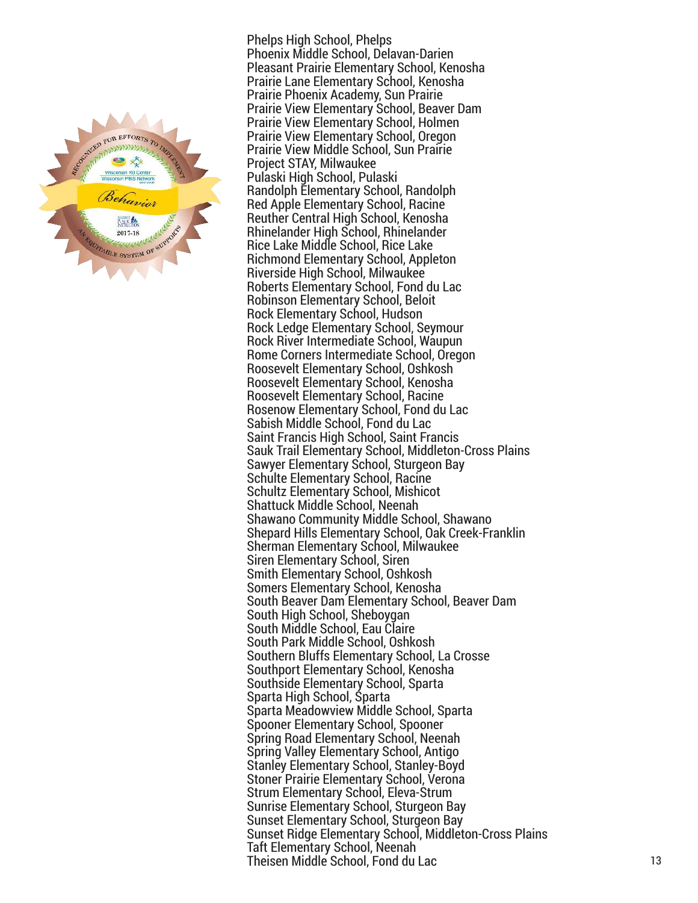Phelps High School, Phelps
Phoenix Middle School, Delavan-Darien
Pleasant Prairie Elementary School, Kenosha
Prairie Lane Elementary School, Kenosha
Prairie Phoenix Academy, Sun Prairie
Prairie View Elementary School, Beaver Dam
Prairie View Elementary School, Holmen
Prairie View Elementary School, Oregon
Prairie View Middle School, Sun Prairie
Project STAY, Milwaukee
Pulaski High School, Pulaski
Randolph Elementary School, Randolph
Red Apple Elementary School, Racine
Reuther Central High School, Kenosha
Rhinelander High School, Rhinelander
Rice Lake Middle School, Rice Lake
Richmond Elementary School, Appleton
Riverside High School, Milwaukee
Roberts Elementary School, Fond du Lac
Robinson Elementary School, Beloit
Rock Elementary School, Hudson
Rock Ledge Elementary School, Seymour
Rock River Intermediate School, Waupun
Rome Corners Intermediate School, Oregon
Roosevelt Elementary School, Oshkosh
Roosevelt Elementary School, Kenosha
Roosevelt Elementary School, Racine
Rosenow Elementary School, Fond du Lac
Sabish Middle School, Fond du Lac
Saint Francis High School, Saint Francis
Sauk Trail Elementary School, Middleton-Cross Plains
Sawyer Elementary School, Sturgeon Bay
Schulte Elementary School, Racine
Schultz Elementary School, Mishicot
Shattuck Middle School, Neenah
Shawano Community Middle School, Shawano
Shepard Hills Elementary School, Oak Creek-Franklin
Sherman Elementary School, Milwaukee
Siren Elementary School, Siren
Smith Elementary School, Oshkosh
Somers Elementary School, Kenosha
South Beaver Dam Elementary School, Beaver Dam
South High School, Sheboygan
South Middle School, Eau Claire
South Park Middle School, Oshkosh
Southern Bluffs Elementary School, La Crosse
Southport Elementary School, Kenosha
Southside Elementary School, Sparta
Sparta High School, Sparta
Sparta Meadowview Middle School, Sparta
Spooner Elementary School, Spooner
Spring Road Elementary School, Neenah
Spring Valley Elementary School, Antigo
Stanley Elementary School, Stanley-Boyd
Stoner Prairie Elementary School, Verona
Strum Elementary School, Eleva-Strum
Sunrise Elementary School, Sturgeon Bay
Sunset Elementary School, Sturgeon Bay
Sunset Ridge Elementary School, Middleton-Cross Plains
Taft Elementary School, Neenah
Theisen Middle School, Fond du Lac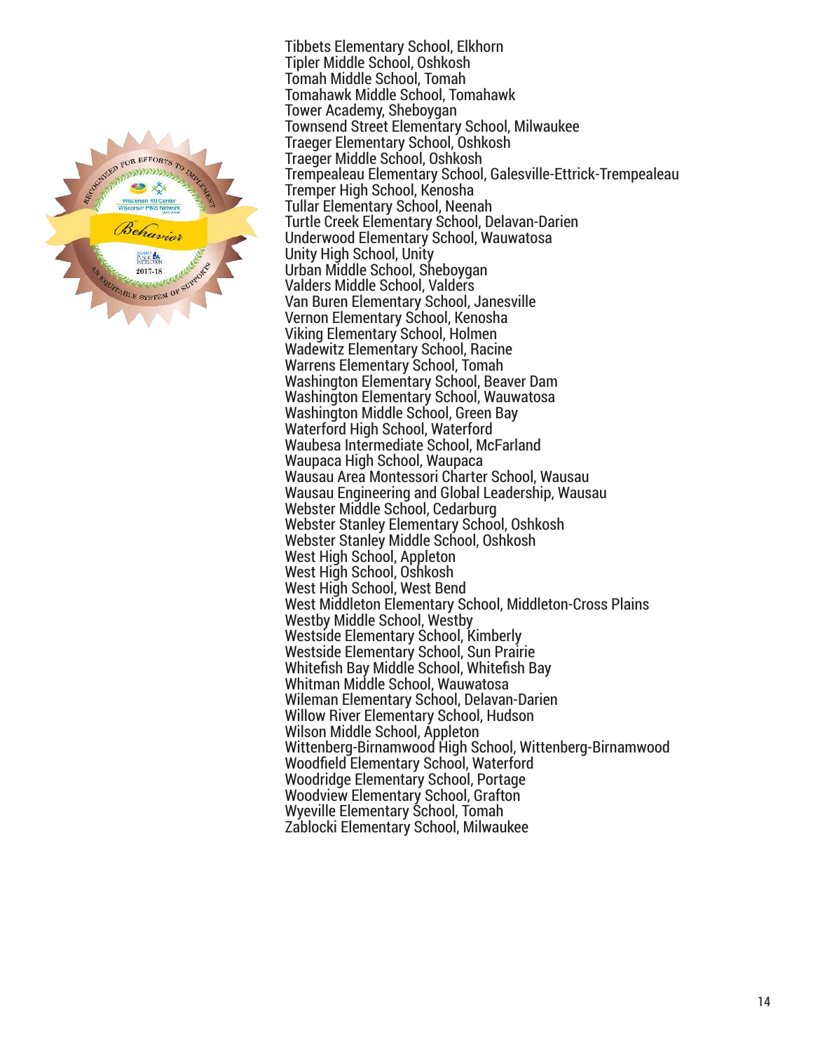Tibbets Elementary School, Elkhorn
Tipler Middle School, Oshkosh
Tomah Middle School, Tomah
Tomahawk Middle School, Tomahawk
Tower Academy, Sheboygan
Townsend Street Elementary School, Milwaukee
Traeger Elementary School, Oshkosh
Traeger Middle School, Oshkosh
Trempealeau Elementary School, Galesville-Ettrick-Trempealeau
Tremper High School, Kenosha
Tullar Elementary School, Neenah
Turtle Creek Elementary School, Delavan-Darien
Underwood Elementary School, Wauwatosa
Unity High School, Unity
Urban Middle School, Sheboygan
Valders Middle School, Valders
Van Buren Elementary School, Janesville
Vernon Elementary School, Kenosha
Viking Elementary School, Holmen
Wadewitz Elementary School, Racine
Warrens Elementary School, Tomah
Washington Elementary School, Beaver Dam
Washington Elementary School, Wauwatosa
Washington Middle School, Green Bay
Waterford High School, Waterford
Waubesa Intermediate School, McFarland
Waupaca High School, Waupaca
Wausau Area Montessori Charter School, Wausau
Wausau Engineering and Global Leadership, Wausau
Webster Middle School, Cedarburg
Webster Stanley Elementary School, Oshkosh
Webster Stanley Middle School, Oshkosh
West High School, Appleton
West High School, Oshkosh
West High School, West Bend
West Middleton Elementary School, Middleton-Cross Plains
Westby Middle School, Westby
Westside Elementary School, Kimberly
Westside Elementary School, Sun Prairie
Whitefish Bay Middle School, Whitefish Bay
Whitman Middle School, Wauwatosa
Wileman Elementary School, Delavan-Darien
Willow River Elementary School, Hudson
Wilson Middle School, Appleton
Wittenberg-Birnamwood High School, Wittenberg-Birnamwood
Woodfield Elementary School, Waterford
Woodridge Elementary School, Portage
Woodview Elementary School, Grafton
Wyeville Elementary School, Tomah
Zablocki Elementary School, Milwaukee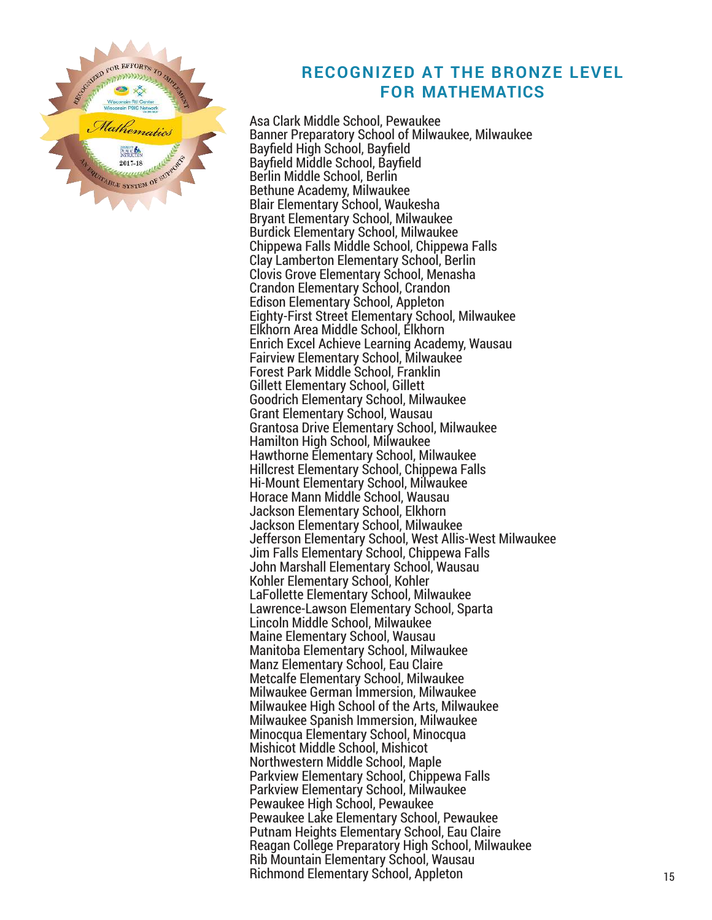## RECOGNIZED AT THE BRONZE LEVEL FOR MATHEMATICS

Asa Clark Middle School, Pewaukee
Banner Preparatory School of Milwaukee, Milwaukee
Bayfield High School, Bayfield
Bayfield Middle School, Bayfield
Berlin Middle School, Berlin
Bethune Academy, Milwaukee
Blair Elementary School, Waukesha
Bryant Elementary School, Milwaukee
Burdick Elementary School, Milwaukee
Chippewa Falls Middle School, Chippewa Falls
Clay Lamberton Elementary School, Berlin
Clovis Grove Elementary School, Menasha
Crandon Elementary School, Crandon
Edison Elementary School, Appleton
Eighty-First Street Elementary School, Milwaukee
Elkhorn Area Middle School, Elkhorn
Enrich Excel Achieve Learning Academy, Wausau
Fairview Elementary School, Milwaukee
Forest Park Middle School, Franklin
Gillett Elementary School, Gillett
Goodrich Elementary School, Milwaukee
Grant Elementary School, Wausau
Grantosa Drive Elementary School, Milwaukee
Hamilton High School, Milwaukee
Hawthorne Elementary School, Milwaukee
Hillcrest Elementary School, Chippewa Falls
Hi-Mount Elementary School, Milwaukee
Horace Mann Middle School, Wausau
Jackson Elementary School, Elkhorn
Jackson Elementary School, Milwaukee
Jefferson Elementary School, West Allis-West Milwaukee
Jim Falls Elementary School, Chippewa Falls
John Marshall Elementary School, Wausau
Kohler Elementary School, Kohler
LaFollette Elementary School, Milwaukee
Lawrence-Lawson Elementary School, Sparta
Lincoln Middle School, Milwaukee
Maine Elementary School, Wausau
Manitoba Elementary School, Milwaukee
Manz Elementary School, Eau Claire
Metcalfe Elementary School, Milwaukee
Milwaukee German Immersion, Milwaukee
Milwaukee High School of the Arts, Milwaukee
Milwaukee Spanish Immersion, Milwaukee
Minocqua Elementary School, Minocqua
Mishicot Middle School, Mishicot
Northwestern Middle School, Maple
Parkview Elementary School, Chippewa Falls
Parkview Elementary School, Milwaukee
Pewaukee High School, Pewaukee
Pewaukee Lake Elementary School, Pewaukee
Putnam Heights Elementary School, Eau Claire
Reagan College Preparatory High School, Milwaukee
Rib Mountain Elementary School, Wausau
Richmond Elementary School, Appleton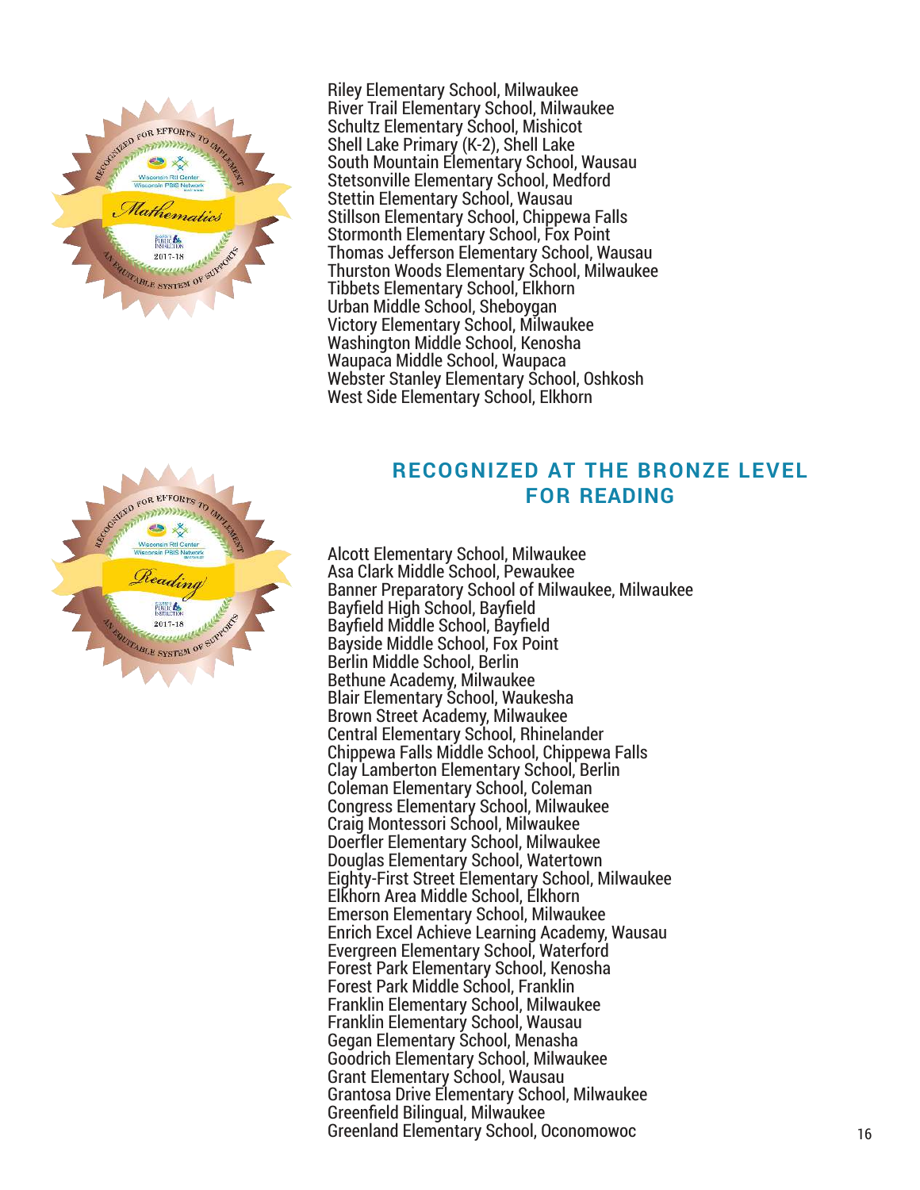Riley Elementary School, Milwaukee
River Trail Elementary School, Milwaukee
Schultz Elementary School, Mishicot
Shell Lake Primary (K-2), Shell Lake
South Mountain Elementary School, Wausau
Stetsonville Elementary School, Medford
Stettin Elementary School, Wausau
Stillson Elementary School, Chippewa Falls
Stormonth Elementary School, Fox Point
Thomas Jefferson Elementary School, Wausau
Thurston Woods Elementary School, Milwaukee
Tibbets Elementary School, Elkhorn
Urban Middle School, Sheboygan
Victory Elementary School, Milwaukee
Washington Middle School, Kenosha
Waupaca Middle School, Waupaca
Webster Stanley Elementary School, Oshkosh
West Side Elementary School, Elkhorn

## RECOGNIZED AT THE BRONZE LEVEL FOR READING

Alcott Elementary School, Milwaukee
Asa Clark Middle School, Pewaukee
Banner Preparatory School of Milwaukee, Milwaukee
Bayfield High School, Bayfield
Bayfield Middle School, Bayfield
Bayside Middle School, Fox Point
Berlin Middle School, Berlin
Bethune Academy, Milwaukee
Blair Elementary School, Waukesha
Brown Street Academy, Milwaukee
Central Elementary School, Rhinelander
Chippewa Falls Middle School, Chippewa Falls
Clay Lamberton Elementary School, Berlin
Coleman Elementary School, Coleman
Congress Elementary School, Milwaukee
Craig Montessori School, Milwaukee
Doerfler Elementary School, Milwaukee
Douglas Elementary School, Watertown
Eighty-First Street Elementary School, Milwaukee
Elkhorn Area Middle School, Elkhorn
Emerson Elementary School, Milwaukee
Enrich Excel Achieve Learning Academy, Wausau
Evergreen Elementary School, Waterford
Forest Park Elementary School, Kenosha
Forest Park Middle School, Franklin
Franklin Elementary School, Milwaukee
Franklin Elementary School, Wausau
Gegan Elementary School, Menasha
Goodrich Elementary School, Milwaukee
Grant Elementary School, Wausau
Grantosa Drive Elementary School, Milwaukee
Greenfield Bilingual, Milwaukee
Greenland Elementary School, Oconomowoc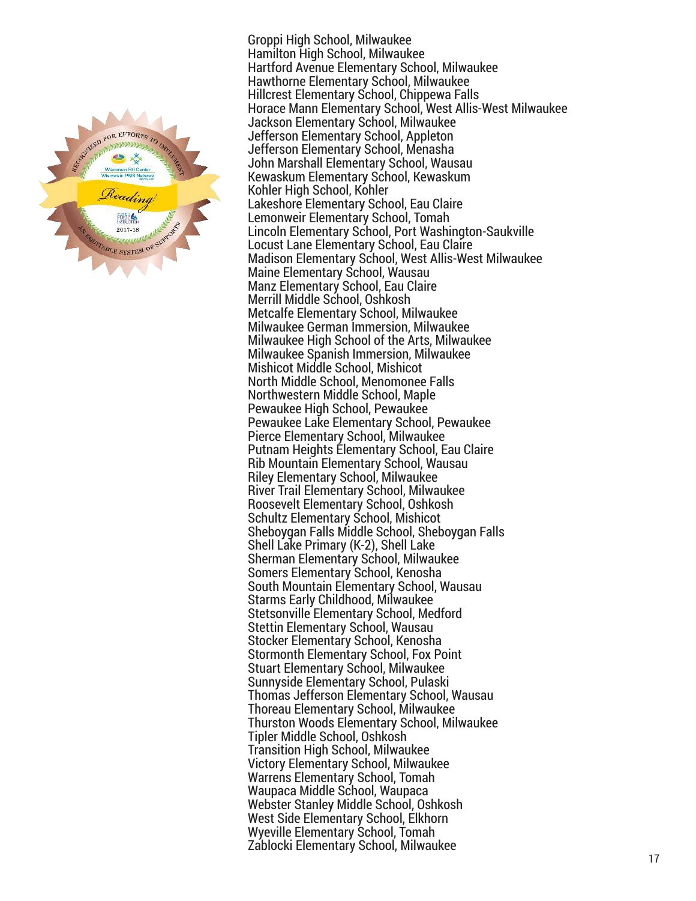Groppi High School, Milwaukee
Hamilton High School, Milwaukee
Hartford Avenue Elementary School, Milwaukee
Hawthorne Elementary School, Milwaukee
Hillcrest Elementary School, Chippewa Falls
Horace Mann Elementary School, West Allis-West Milwaukee
Jackson Elementary School, Milwaukee
Jefferson Elementary School, Appleton
Jefferson Elementary School, Menasha
John Marshall Elementary School, Wausau
Kewaskum Elementary School, Kewaskum
Kohler High School, Kohler
Lakeshore Elementary School, Eau Claire
Lemonweir Elementary School, Tomah
Lincoln Elementary School, Port Washington-Saukville
Locust Lane Elementary School, Eau Claire
Madison Elementary School, West Allis-West Milwaukee
Maine Elementary School, Wausau
Manz Elementary School, Eau Claire
Merrill Middle School, Oshkosh
Metcalfe Elementary School, Milwaukee
Milwaukee German Immersion, Milwaukee
Milwaukee High School of the Arts, Milwaukee
Milwaukee Spanish Immersion, Milwaukee
Mishicot Middle School, Mishicot
North Middle School, Menomonee Falls
Northwestern Middle School, Maple
Pewaukee High School, Pewaukee
Pewaukee Lake Elementary School, Pewaukee
Pierce Elementary School, Milwaukee
Putnam Heights Elementary School, Eau Claire
Rib Mountain Elementary School, Wausau
Riley Elementary School, Milwaukee
River Trail Elementary School, Milwaukee
Roosevelt Elementary School, Oshkosh
Schultz Elementary School, Mishicot
Sheboygan Falls Middle School, Sheboygan Falls
Shell Lake Primary (K-2), Shell Lake
Sherman Elementary School, Milwaukee
Somers Elementary School, Kenosha
South Mountain Elementary School, Wausau
Starms Early Childhood, Milwaukee
Stetsonville Elementary School, Medford
Stettin Elementary School, Wausau
Stocker Elementary School, Kenosha
Stormonth Elementary School, Fox Point
Stuart Elementary School, Milwaukee
Sunnyside Elementary School, Pulaski
Thomas Jefferson Elementary School, Wausau
Thoreau Elementary School, Milwaukee
Thurston Woods Elementary School, Milwaukee
Tipler Middle School, Oshkosh
Transition High School, Milwaukee
Victory Elementary School, Milwaukee
Warrens Elementary School, Tomah
Waupaca Middle School, Waupaca
Webster Stanley Middle School, Oshkosh
West Side Elementary School, Elkhorn
Wyeville Elementary School, Tomah
Zablocki Elementary School, Milwaukee